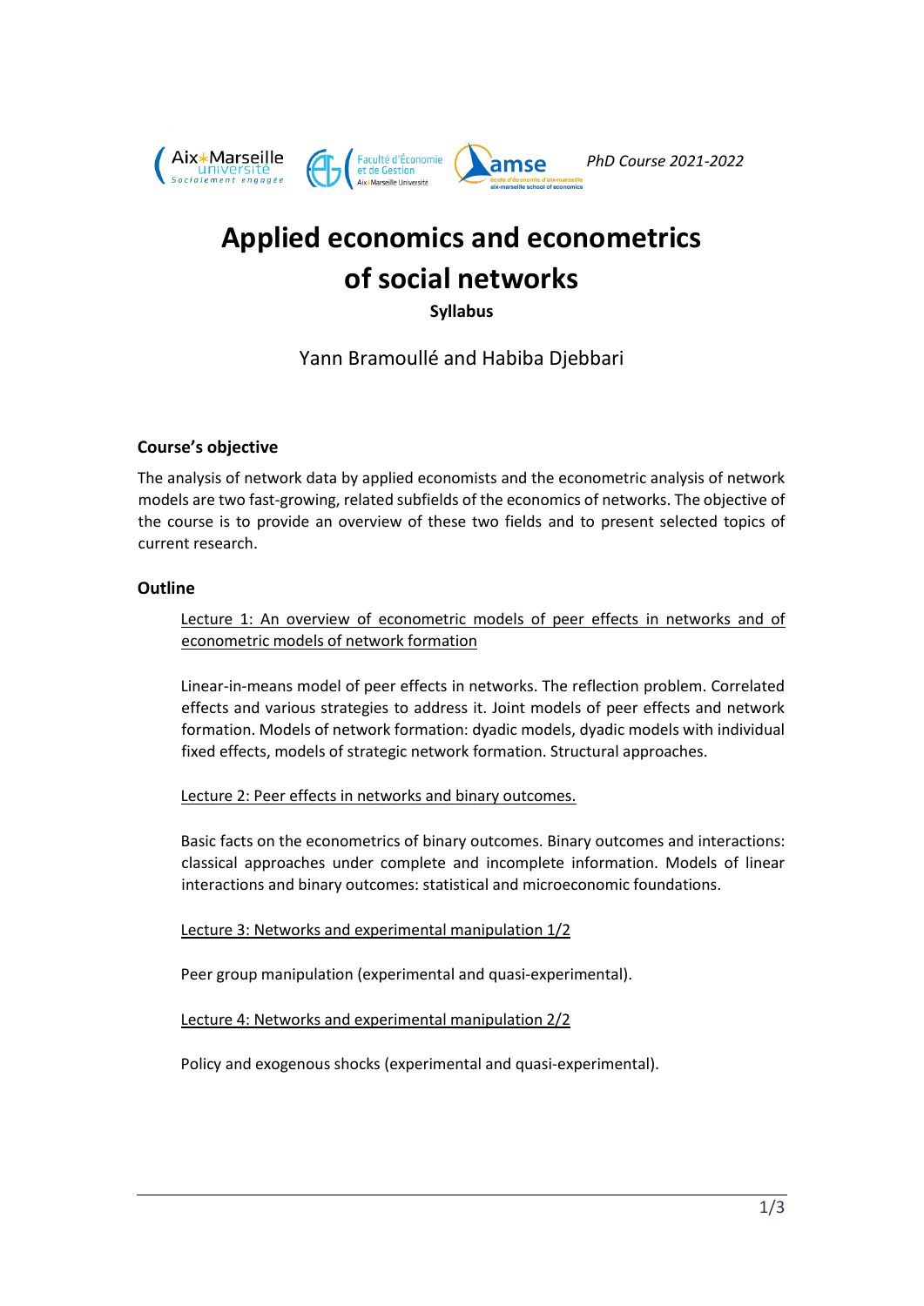PhD Course 2021-2022

# Applied economics and econometrics of social networks

**Syllabus**

Yann Bramoullé and Habiba Djebbari

## Course's objective

The analysis of network data by applied economists and the econometric analysis of network models are two fast-growing, related subfields of the economics of networks. The objective of the course is to provide an overview of these two fields and to present selected topics of current research.

## Outline

<u>Lecture 1: An overview of econometric models of peer effects in networks and of econometric models of network formation</u>

Linear-in-means model of peer effects in networks. The reflection problem. Correlated effects and various strategies to address it. Joint models of peer effects and network formation. Models of network formation: dyadic models, dyadic models with individual fixed effects, models of strategic network formation. Structural approaches.

<u>Lecture 2: Peer effects in networks and binary outcomes.</u>

Basic facts on the econometrics of binary outcomes. Binary outcomes and interactions: classical approaches under complete and incomplete information. Models of linear interactions and binary outcomes: statistical and microeconomic foundations.

<u>Lecture 3: Networks and experimental manipulation 1/2</u>

Peer group manipulation (experimental and quasi-experimental).

<u>Lecture 4: Networks and experimental manipulation 2/2</u>

Policy and exogenous shocks (experimental and quasi-experimental).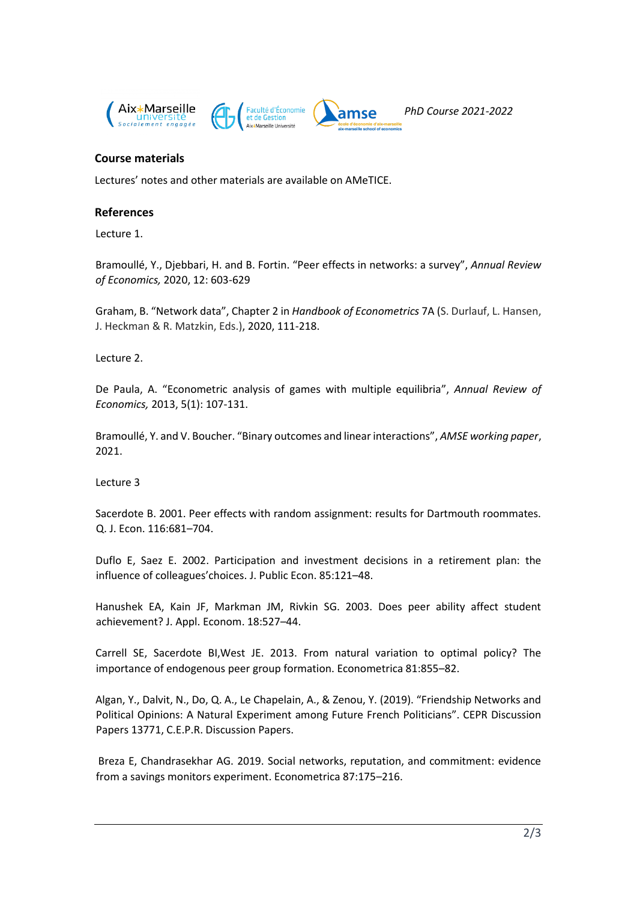## Course materials

Lectures' notes and other materials are available on AMeTICE.

## References

Lecture 1.

Bramoullé, Y., Djebbari, H. and B. Fortin. "Peer effects in networks: a survey", *Annual Review of Economics,* 2020, 12: 603-629

Graham, B. "Network data", Chapter 2 in *Handbook of Econometrics* 7A (S. Durlauf, L. Hansen, J. Heckman & R. Matzkin, Eds.), 2020, 111-218.

Lecture 2.

De Paula, A. "Econometric analysis of games with multiple equilibria", *Annual Review of Economics,* 2013, 5(1): 107-131.

Bramoullé, Y. and V. Boucher. "Binary outcomes and linear interactions", *AMSE working paper*, 2021.

Lecture 3

Sacerdote B. 2001. Peer effects with random assignment: results for Dartmouth roommates. Q. J. Econ. 116:681–704.

Duflo E, Saez E. 2002. Participation and investment decisions in a retirement plan: the influence of colleagues'choices. J. Public Econ. 85:121–48.

Hanushek EA, Kain JF, Markman JM, Rivkin SG. 2003. Does peer ability affect student achievement? J. Appl. Econom. 18:527–44.

Carrell SE, Sacerdote BI,West JE. 2013. From natural variation to optimal policy? The importance of endogenous peer group formation. Econometrica 81:855–82.

Algan, Y., Dalvit, N., Do, Q. A., Le Chapelain, A., & Zenou, Y. (2019). "Friendship Networks and Political Opinions: A Natural Experiment among Future French Politicians". CEPR Discussion Papers 13771, C.E.P.R. Discussion Papers.

Breza E, Chandrasekhar AG. 2019. Social networks, reputation, and commitment: evidence from a savings monitors experiment. Econometrica 87:175–216.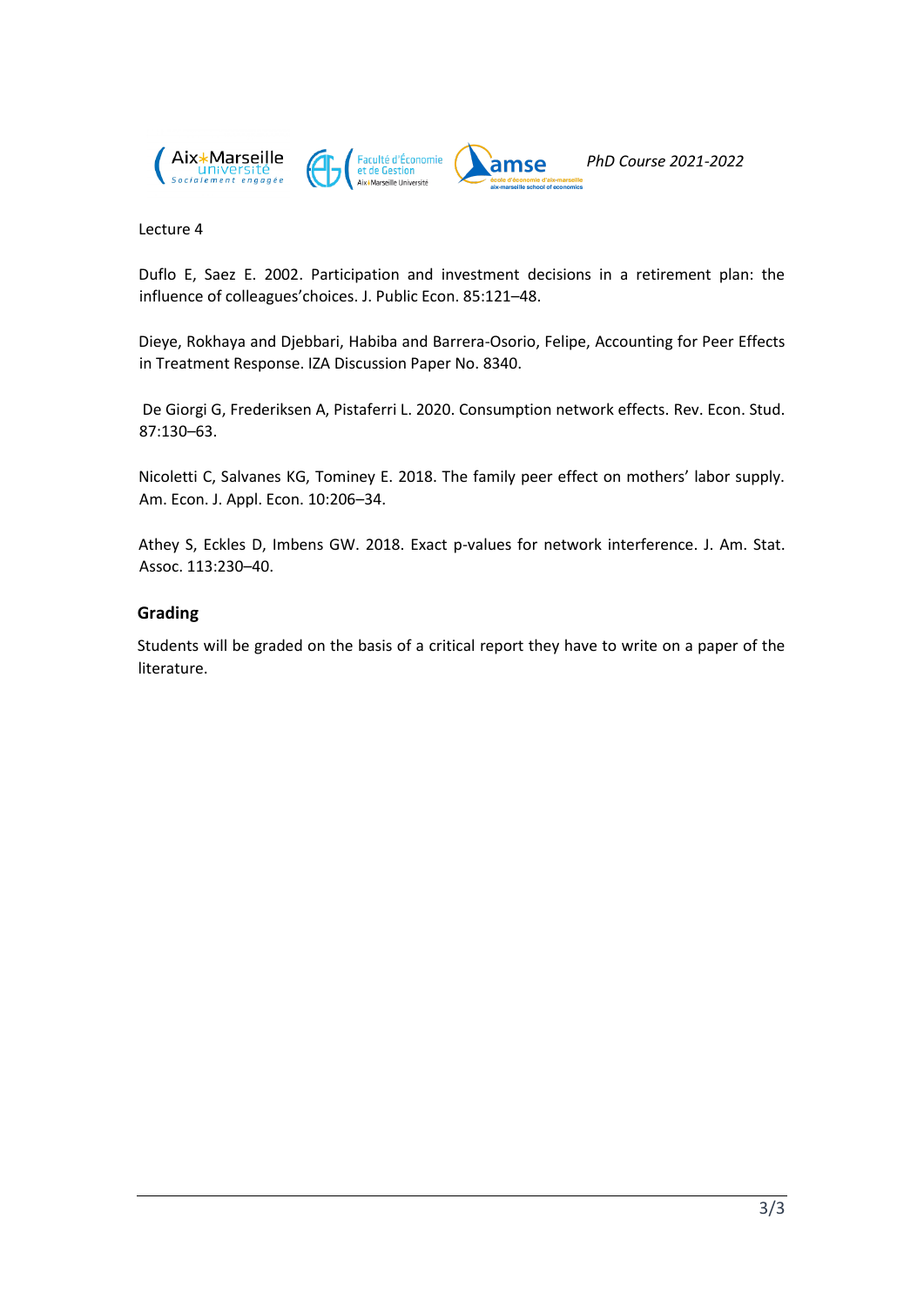Lecture 4

Duflo E, Saez E. 2002. Participation and investment decisions in a retirement plan: the influence of colleagues'choices. J. Public Econ. 85:121–48.

Dieye, Rokhaya and Djebbari, Habiba and Barrera-Osorio, Felipe, Accounting for Peer Effects in Treatment Response. IZA Discussion Paper No. 8340.

De Giorgi G, Frederiksen A, Pistaferri L. 2020. Consumption network effects. Rev. Econ. Stud. 87:130–63.

Nicoletti C, Salvanes KG, Tominey E. 2018. The family peer effect on mothers' labor supply. Am. Econ. J. Appl. Econ. 10:206–34.

Athey S, Eckles D, Imbens GW. 2018. Exact p-values for network interference. J. Am. Stat. Assoc. 113:230–40.

## Grading

Students will be graded on the basis of a critical report they have to write on a paper of the literature.